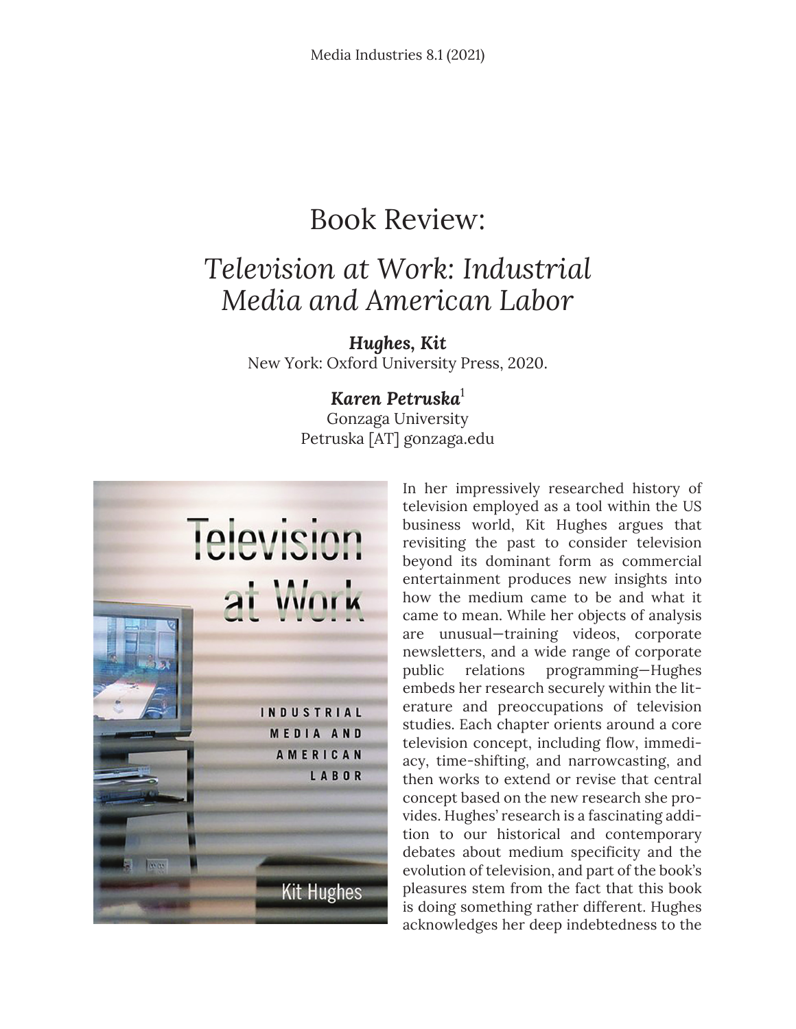# Book Review:

## *Television at Work: Industrial Media and American Labor*

***Hughes, Kit***
New York: Oxford University Press, 2020.

***Karen Petruska***[1]
Gonzaga University
Petruska [AT] gonzaga.edu

In her impressively researched history of television employed as a tool within the US business world, Kit Hughes argues that revisiting the past to consider television beyond its dominant form as commercial entertainment produces new insights into how the medium came to be and what it came to mean. While her objects of analysis are unusual—training videos, corporate newsletters, and a wide range of corporate public relations programming—Hughes embeds her research securely within the literature and preoccupations of television studies. Each chapter orients around a core television concept, including flow, immediacy, time-shifting, and narrowcasting, and then works to extend or revise that central concept based on the new research she provides. Hughes' research is a fascinating addition to our historical and contemporary debates about medium specificity and the evolution of television, and part of the book's pleasures stem from the fact that this book is doing something rather different. Hughes acknowledges her deep indebtedness to the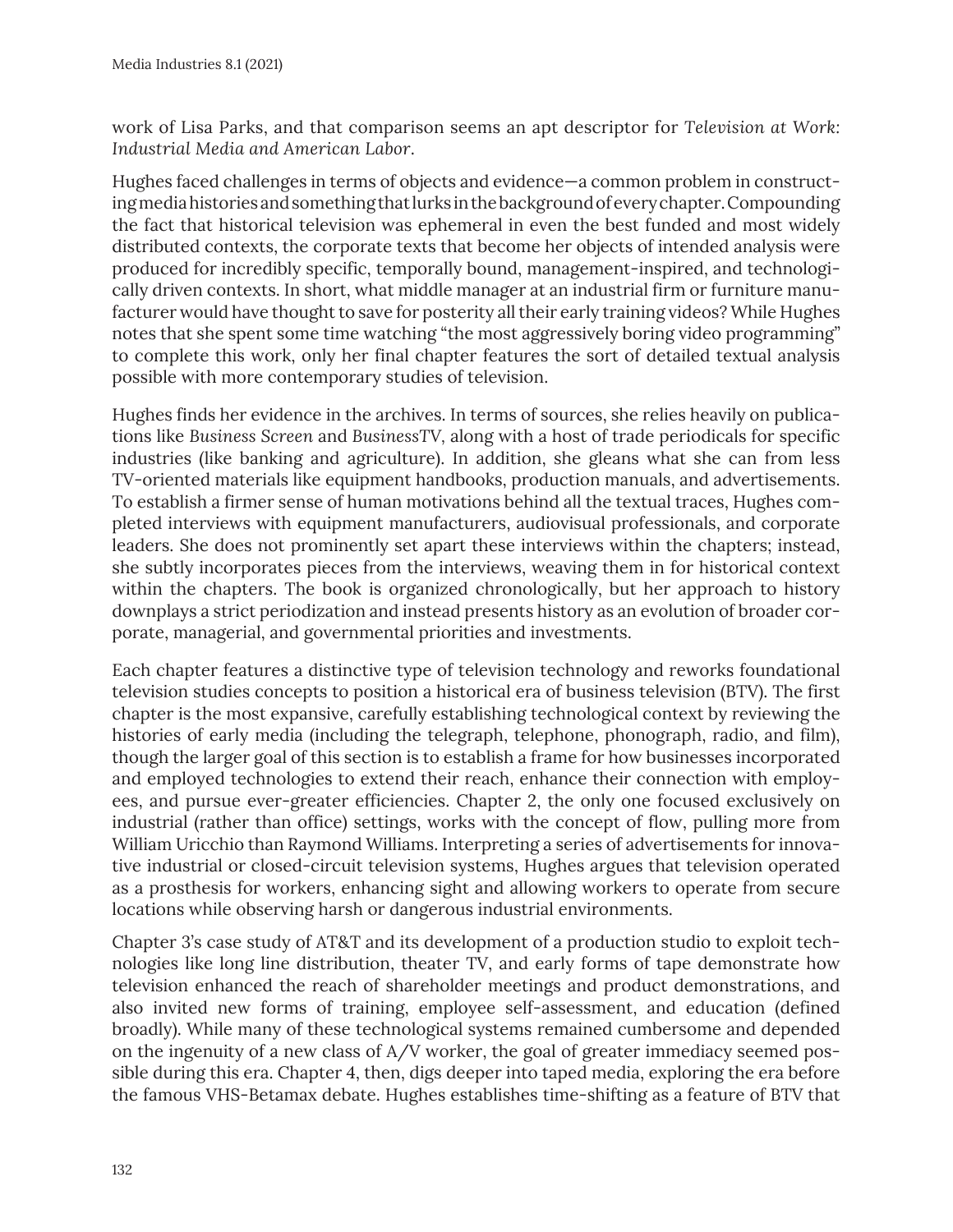work of Lisa Parks, and that comparison seems an apt descriptor for *Television at Work: Industrial Media and American Labor*.

Hughes faced challenges in terms of objects and evidence—a common problem in constructing media histories and something that lurks in the background of every chapter. Compounding the fact that historical television was ephemeral in even the best funded and most widely distributed contexts, the corporate texts that become her objects of intended analysis were produced for incredibly specific, temporally bound, management-inspired, and technologically driven contexts. In short, what middle manager at an industrial firm or furniture manufacturer would have thought to save for posterity all their early training videos? While Hughes notes that she spent some time watching "the most aggressively boring video programming" to complete this work, only her final chapter features the sort of detailed textual analysis possible with more contemporary studies of television.

Hughes finds her evidence in the archives. In terms of sources, she relies heavily on publications like *Business Screen* and *BusinessTV*, along with a host of trade periodicals for specific industries (like banking and agriculture). In addition, she gleans what she can from less TV-oriented materials like equipment handbooks, production manuals, and advertisements. To establish a firmer sense of human motivations behind all the textual traces, Hughes completed interviews with equipment manufacturers, audiovisual professionals, and corporate leaders. She does not prominently set apart these interviews within the chapters; instead, she subtly incorporates pieces from the interviews, weaving them in for historical context within the chapters. The book is organized chronologically, but her approach to history downplays a strict periodization and instead presents history as an evolution of broader corporate, managerial, and governmental priorities and investments.

Each chapter features a distinctive type of television technology and reworks foundational television studies concepts to position a historical era of business television (BTV). The first chapter is the most expansive, carefully establishing technological context by reviewing the histories of early media (including the telegraph, telephone, phonograph, radio, and film), though the larger goal of this section is to establish a frame for how businesses incorporated and employed technologies to extend their reach, enhance their connection with employees, and pursue ever-greater efficiencies. Chapter 2, the only one focused exclusively on industrial (rather than office) settings, works with the concept of flow, pulling more from William Uricchio than Raymond Williams. Interpreting a series of advertisements for innovative industrial or closed-circuit television systems, Hughes argues that television operated as a prosthesis for workers, enhancing sight and allowing workers to operate from secure locations while observing harsh or dangerous industrial environments.

Chapter 3's case study of AT&T and its development of a production studio to exploit technologies like long line distribution, theater TV, and early forms of tape demonstrate how television enhanced the reach of shareholder meetings and product demonstrations, and also invited new forms of training, employee self-assessment, and education (defined broadly). While many of these technological systems remained cumbersome and depended on the ingenuity of a new class of A/V worker, the goal of greater immediacy seemed possible during this era. Chapter 4, then, digs deeper into taped media, exploring the era before the famous VHS-Betamax debate. Hughes establishes time-shifting as a feature of BTV that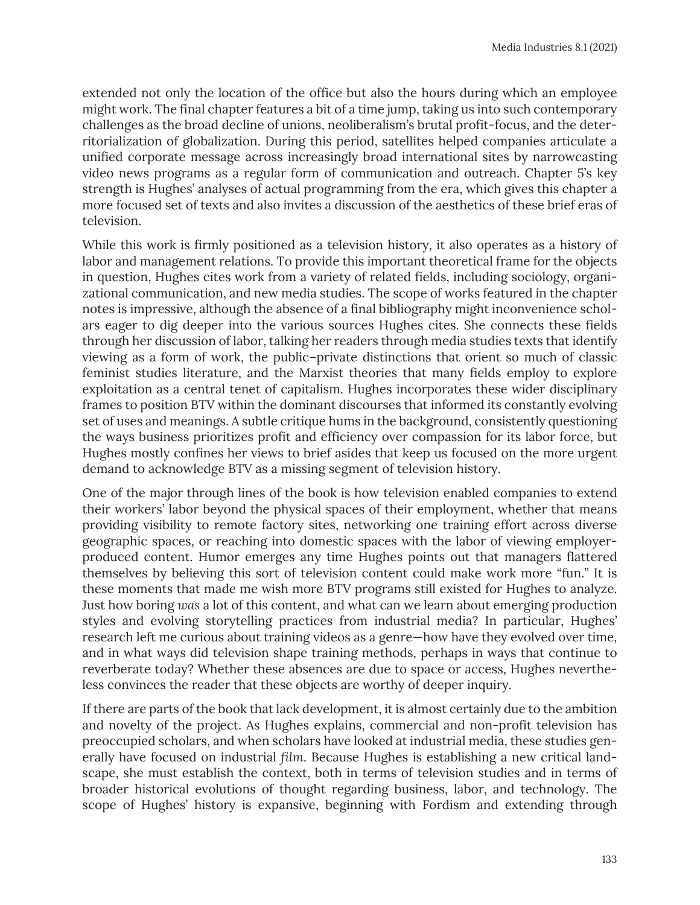extended not only the location of the office but also the hours during which an employee might work. The final chapter features a bit of a time jump, taking us into such contemporary challenges as the broad decline of unions, neoliberalism's brutal profit-focus, and the deterritorialization of globalization. During this period, satellites helped companies articulate a unified corporate message across increasingly broad international sites by narrowcasting video news programs as a regular form of communication and outreach. Chapter 5's key strength is Hughes' analyses of actual programming from the era, which gives this chapter a more focused set of texts and also invites a discussion of the aesthetics of these brief eras of television.

While this work is firmly positioned as a television history, it also operates as a history of labor and management relations. To provide this important theoretical frame for the objects in question, Hughes cites work from a variety of related fields, including sociology, organizational communication, and new media studies. The scope of works featured in the chapter notes is impressive, although the absence of a final bibliography might inconvenience scholars eager to dig deeper into the various sources Hughes cites. She connects these fields through her discussion of labor, talking her readers through media studies texts that identify viewing as a form of work, the public–private distinctions that orient so much of classic feminist studies literature, and the Marxist theories that many fields employ to explore exploitation as a central tenet of capitalism. Hughes incorporates these wider disciplinary frames to position BTV within the dominant discourses that informed its constantly evolving set of uses and meanings. A subtle critique hums in the background, consistently questioning the ways business prioritizes profit and efficiency over compassion for its labor force, but Hughes mostly confines her views to brief asides that keep us focused on the more urgent demand to acknowledge BTV as a missing segment of television history.

One of the major through lines of the book is how television enabled companies to extend their workers' labor beyond the physical spaces of their employment, whether that means providing visibility to remote factory sites, networking one training effort across diverse geographic spaces, or reaching into domestic spaces with the labor of viewing employer-produced content. Humor emerges any time Hughes points out that managers flattered themselves by believing this sort of television content could make work more "fun." It is these moments that made me wish more BTV programs still existed for Hughes to analyze. Just how boring *was* a lot of this content, and what can we learn about emerging production styles and evolving storytelling practices from industrial media? In particular, Hughes' research left me curious about training videos as a genre—how have they evolved over time, and in what ways did television shape training methods, perhaps in ways that continue to reverberate today? Whether these absences are due to space or access, Hughes nevertheless convinces the reader that these objects are worthy of deeper inquiry.

If there are parts of the book that lack development, it is almost certainly due to the ambition and novelty of the project. As Hughes explains, commercial and non-profit television has preoccupied scholars, and when scholars have looked at industrial media, these studies generally have focused on industrial *film*. Because Hughes is establishing a new critical landscape, she must establish the context, both in terms of television studies and in terms of broader historical evolutions of thought regarding business, labor, and technology. The scope of Hughes' history is expansive, beginning with Fordism and extending through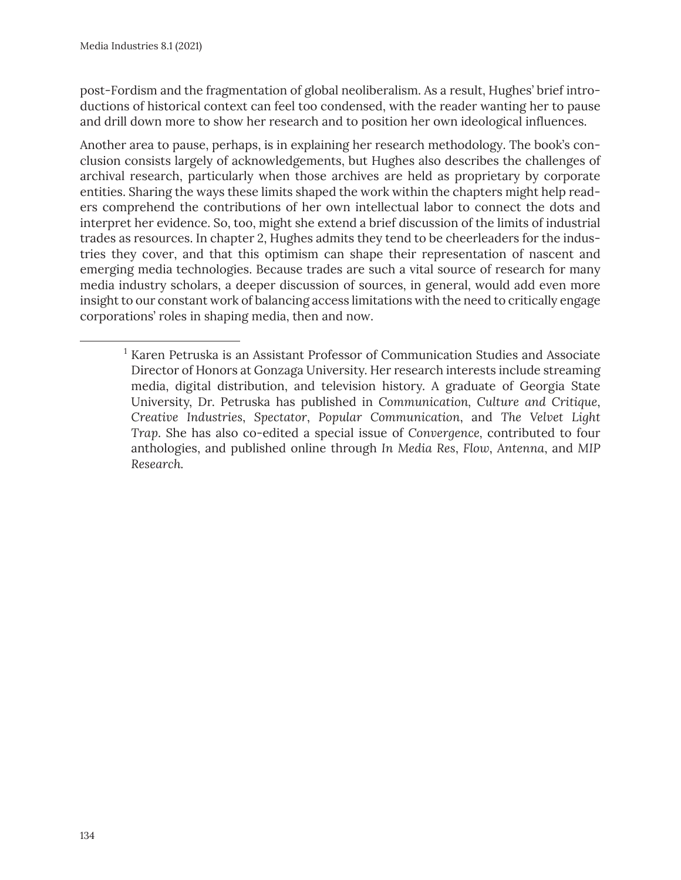post-Fordism and the fragmentation of global neoliberalism. As a result, Hughes' brief introductions of historical context can feel too condensed, with the reader wanting her to pause and drill down more to show her research and to position her own ideological influences.

Another area to pause, perhaps, is in explaining her research methodology. The book's conclusion consists largely of acknowledgements, but Hughes also describes the challenges of archival research, particularly when those archives are held as proprietary by corporate entities. Sharing the ways these limits shaped the work within the chapters might help readers comprehend the contributions of her own intellectual labor to connect the dots and interpret her evidence. So, too, might she extend a brief discussion of the limits of industrial trades as resources. In chapter 2, Hughes admits they tend to be cheerleaders for the industries they cover, and that this optimism can shape their representation of nascent and emerging media technologies. Because trades are such a vital source of research for many media industry scholars, a deeper discussion of sources, in general, would add even more insight to our constant work of balancing access limitations with the need to critically engage corporations' roles in shaping media, then and now.

---

[1] Karen Petruska is an Assistant Professor of Communication Studies and Associate Director of Honors at Gonzaga University. Her research interests include streaming media, digital distribution, and television history. A graduate of Georgia State University, Dr. Petruska has published in *Communication, Culture and Critique*, *Creative Industries*, *Spectator*, *Popular Communication*, and *The Velvet Light Trap*. She has also co-edited a special issue of *Convergence*, contributed to four anthologies, and published online through *In Media Res*, *Flow*, *Antenna*, and *MIP Research.*